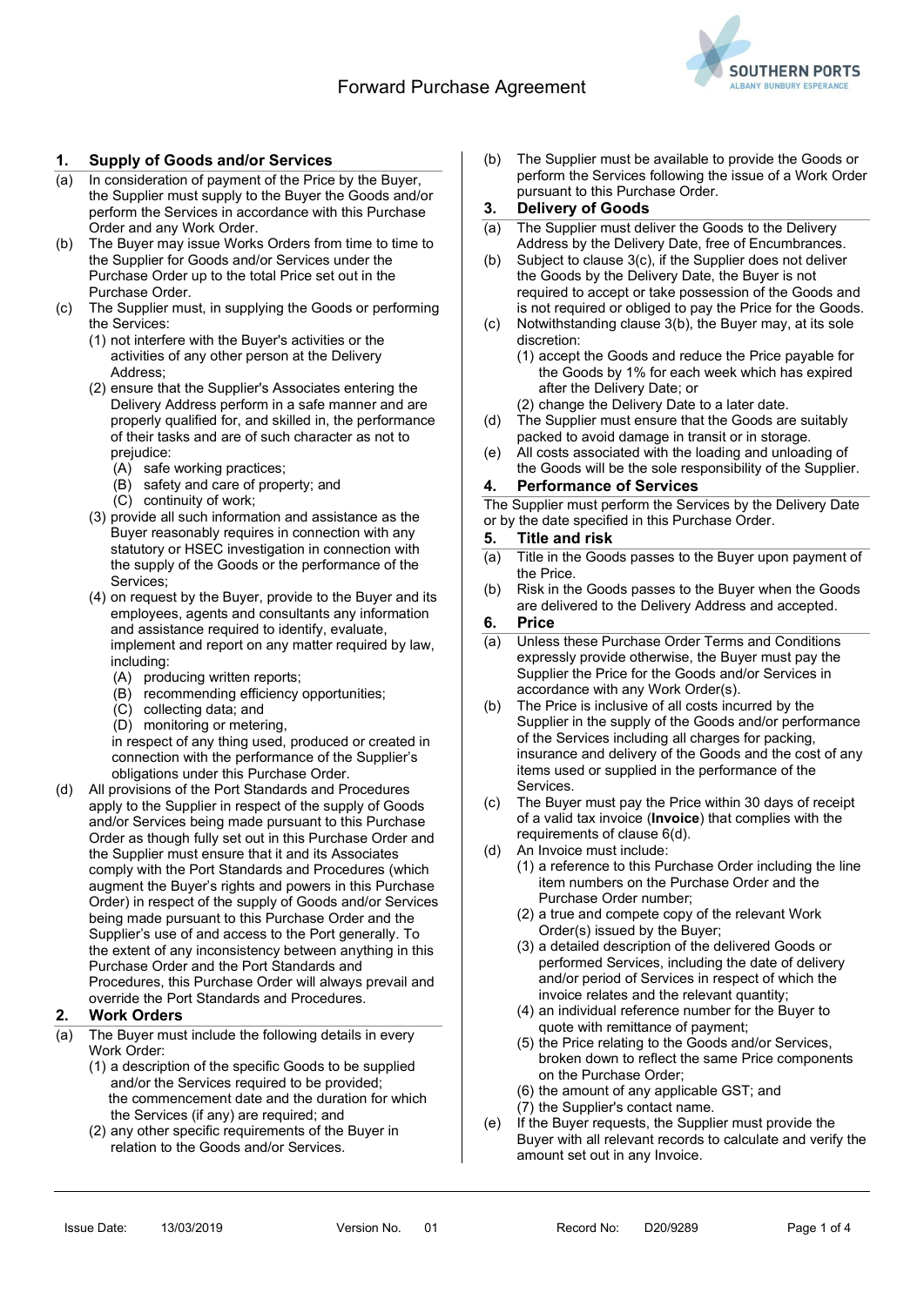# Forward Purchase Agreement

## 1. Supply of Goods and/or Services

(a) In consideration of payment of the Price by the Buyer, the Supplier must supply to the Buyer the Goods and/or perform the Services in accordance with this Purchase Order and any Work Order.

(b) The Buyer may issue Works Orders from time to time to the Supplier for Goods and/or Services under the Purchase Order up to the total Price set out in the Purchase Order.

(c) The Supplier must, in supplying the Goods or performing the Services:

(1) not interfere with the Buyer's activities or the activities of any other person at the Delivery Address;

(2) ensure that the Supplier's Associates entering the Delivery Address perform in a safe manner and are properly qualified for, and skilled in, the performance of their tasks and are of such character as not to prejudice:

(A) safe working practices;

(B) safety and care of property; and

(C) continuity of work;

(3) provide all such information and assistance as the Buyer reasonably requires in connection with any statutory or HSEC investigation in connection with the supply of the Goods or the performance of the Services;

(4) on request by the Buyer, provide to the Buyer and its employees, agents and consultants any information and assistance required to identify, evaluate, implement and report on any matter required by law, including:

(A) producing written reports;

(B) recommending efficiency opportunities;

(C) collecting data; and

(D) monitoring or metering,

in respect of any thing used, produced or created in connection with the performance of the Supplier's obligations under this Purchase Order.

(d) All provisions of the Port Standards and Procedures apply to the Supplier in respect of the supply of Goods and/or Services being made pursuant to this Purchase Order as though fully set out in this Purchase Order and the Supplier must ensure that it and its Associates comply with the Port Standards and Procedures (which augment the Buyer's rights and powers in this Purchase Order) in respect of the supply of Goods and/or Services being made pursuant to this Purchase Order and the Supplier's use of and access to the Port generally. To the extent of any inconsistency between anything in this Purchase Order and the Port Standards and Procedures, this Purchase Order will always prevail and override the Port Standards and Procedures.

## 2. Work Orders

(a) The Buyer must include the following details in every Work Order:

(1) a description of the specific Goods to be supplied and/or the Services required to be provided; the commencement date and the duration for which the Services (if any) are required; and

(2) any other specific requirements of the Buyer in relation to the Goods and/or Services.

(b) The Supplier must be available to provide the Goods or perform the Services following the issue of a Work Order pursuant to this Purchase Order.

## 3. Delivery of Goods

(a) The Supplier must deliver the Goods to the Delivery Address by the Delivery Date, free of Encumbrances.

(b) Subject to clause 3(c), if the Supplier does not deliver the Goods by the Delivery Date, the Buyer is not required to accept or take possession of the Goods and is not required or obliged to pay the Price for the Goods.

(c) Notwithstanding clause 3(b), the Buyer may, at its sole discretion:

(1) accept the Goods and reduce the Price payable for the Goods by 1% for each week which has expired after the Delivery Date; or

(2) change the Delivery Date to a later date.

(d) The Supplier must ensure that the Goods are suitably packed to avoid damage in transit or in storage.

(e) All costs associated with the loading and unloading of the Goods will be the sole responsibility of the Supplier.

## 4. Performance of Services

The Supplier must perform the Services by the Delivery Date or by the date specified in this Purchase Order.

## 5. Title and risk

(a) Title in the Goods passes to the Buyer upon payment of the Price.

(b) Risk in the Goods passes to the Buyer when the Goods are delivered to the Delivery Address and accepted.

## 6. Price

(a) Unless these Purchase Order Terms and Conditions expressly provide otherwise, the Buyer must pay the Supplier the Price for the Goods and/or Services in accordance with any Work Order(s).

(b) The Price is inclusive of all costs incurred by the Supplier in the supply of the Goods and/or performance of the Services including all charges for packing, insurance and delivery of the Goods and the cost of any items used or supplied in the performance of the Services.

(c) The Buyer must pay the Price within 30 days of receipt of a valid tax invoice (**Invoice**) that complies with the requirements of clause 6(d).

(d) An Invoice must include:

(1) a reference to this Purchase Order including the line item numbers on the Purchase Order and the Purchase Order number;

(2) a true and compete copy of the relevant Work Order(s) issued by the Buyer;

(3) a detailed description of the delivered Goods or performed Services, including the date of delivery and/or period of Services in respect of which the invoice relates and the relevant quantity;

(4) an individual reference number for the Buyer to quote with remittance of payment;

(5) the Price relating to the Goods and/or Services, broken down to reflect the same Price components on the Purchase Order;

(6) the amount of any applicable GST; and

(7) the Supplier's contact name.

(e) If the Buyer requests, the Supplier must provide the Buyer with all relevant records to calculate and verify the amount set out in any Invoice.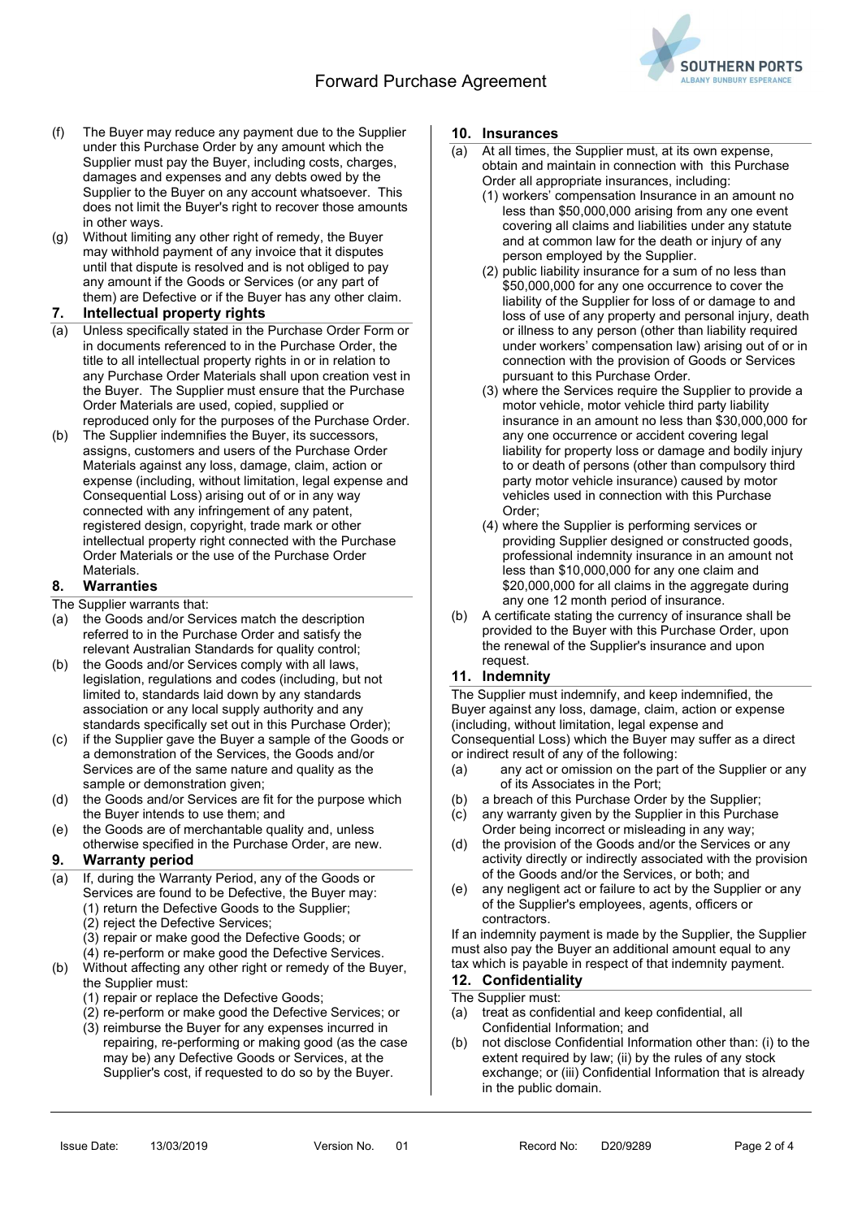(f) The Buyer may reduce any payment due to the Supplier under this Purchase Order by any amount which the Supplier must pay the Buyer, including costs, charges, damages and expenses and any debts owed by the Supplier to the Buyer on any account whatsoever. This does not limit the Buyer's right to recover those amounts in other ways.

(g) Without limiting any other right of remedy, the Buyer may withhold payment of any invoice that it disputes until that dispute is resolved and is not obliged to pay any amount if the Goods or Services (or any part of them) are Defective or if the Buyer has any other claim.

## 7. Intellectual property rights

(a) Unless specifically stated in the Purchase Order Form or in documents referenced to in the Purchase Order, the title to all intellectual property rights in or in relation to any Purchase Order Materials shall upon creation vest in the Buyer. The Supplier must ensure that the Purchase Order Materials are used, copied, supplied or reproduced only for the purposes of the Purchase Order.

(b) The Supplier indemnifies the Buyer, its successors, assigns, customers and users of the Purchase Order Materials against any loss, damage, claim, action or expense (including, without limitation, legal expense and Consequential Loss) arising out of or in any way connected with any infringement of any patent, registered design, copyright, trade mark or other intellectual property right connected with the Purchase Order Materials or the use of the Purchase Order Materials.

## 8. Warranties

The Supplier warrants that:

(a) the Goods and/or Services match the description referred to in the Purchase Order and satisfy the relevant Australian Standards for quality control;

(b) the Goods and/or Services comply with all laws, legislation, regulations and codes (including, but not limited to, standards laid down by any standards association or any local supply authority and any standards specifically set out in this Purchase Order);

(c) if the Supplier gave the Buyer a sample of the Goods or a demonstration of the Services, the Goods and/or Services are of the same nature and quality as the sample or demonstration given;

(d) the Goods and/or Services are fit for the purpose which the Buyer intends to use them; and

(e) the Goods are of merchantable quality and, unless otherwise specified in the Purchase Order, are new.

## 9. Warranty period

(a) If, during the Warranty Period, any of the Goods or Services are found to be Defective, the Buyer may:
  (1) return the Defective Goods to the Supplier;
  (2) reject the Defective Services;
  (3) repair or make good the Defective Goods; or
  (4) re-perform or make good the Defective Services.

(b) Without affecting any other right or remedy of the Buyer, the Supplier must:
  (1) repair or replace the Defective Goods;
  (2) re-perform or make good the Defective Services; or
  (3) reimburse the Buyer for any expenses incurred in repairing, re-performing or making good (as the case may be) any Defective Goods or Services, at the Supplier's cost, if requested to do so by the Buyer.

## 10. Insurances

(a) At all times, the Supplier must, at its own expense, obtain and maintain in connection with this Purchase Order all appropriate insurances, including:
  (1) workers' compensation Insurance in an amount no less than $50,000,000 arising from any one event covering all claims and liabilities under any statute and at common law for the death or injury of any person employed by the Supplier.
  (2) public liability insurance for a sum of no less than $50,000,000 for any one occurrence to cover the liability of the Supplier for loss of or damage to and loss of use of any property and personal injury, death or illness to any person (other than liability required under workers' compensation law) arising out of or in connection with the provision of Goods or Services pursuant to this Purchase Order.
  (3) where the Services require the Supplier to provide a motor vehicle, motor vehicle third party liability insurance in an amount no less than $30,000,000 for any one occurrence or accident covering legal liability for property loss or damage and bodily injury to or death of persons (other than compulsory third party motor vehicle insurance) caused by motor vehicles used in connection with this Purchase Order;
  (4) where the Supplier is performing services or providing Supplier designed or constructed goods, professional indemnity insurance in an amount not less than $10,000,000 for any one claim and $20,000,000 for all claims in the aggregate during any one 12 month period of insurance.

(b) A certificate stating the currency of insurance shall be provided to the Buyer with this Purchase Order, upon the renewal of the Supplier's insurance and upon request.

## 11. Indemnity

The Supplier must indemnify, and keep indemnified, the Buyer against any loss, damage, claim, action or expense (including, without limitation, legal expense and Consequential Loss) which the Buyer may suffer as a direct or indirect result of any of the following:

(a) any act or omission on the part of the Supplier or any of its Associates in the Port;

(b) a breach of this Purchase Order by the Supplier;

(c) any warranty given by the Supplier in this Purchase Order being incorrect or misleading in any way;

(d) the provision of the Goods and/or the Services or any activity directly or indirectly associated with the provision of the Goods and/or the Services, or both; and

(e) any negligent act or failure to act by the Supplier or any of the Supplier's employees, agents, officers or contractors.

If an indemnity payment is made by the Supplier, the Supplier must also pay the Buyer an additional amount equal to any tax which is payable in respect of that indemnity payment.

## 12. Confidentiality

The Supplier must:

(a) treat as confidential and keep confidential, all Confidential Information; and

(b) not disclose Confidential Information other than: (i) to the extent required by law; (ii) by the rules of any stock exchange; or (iii) Confidential Information that is already in the public domain.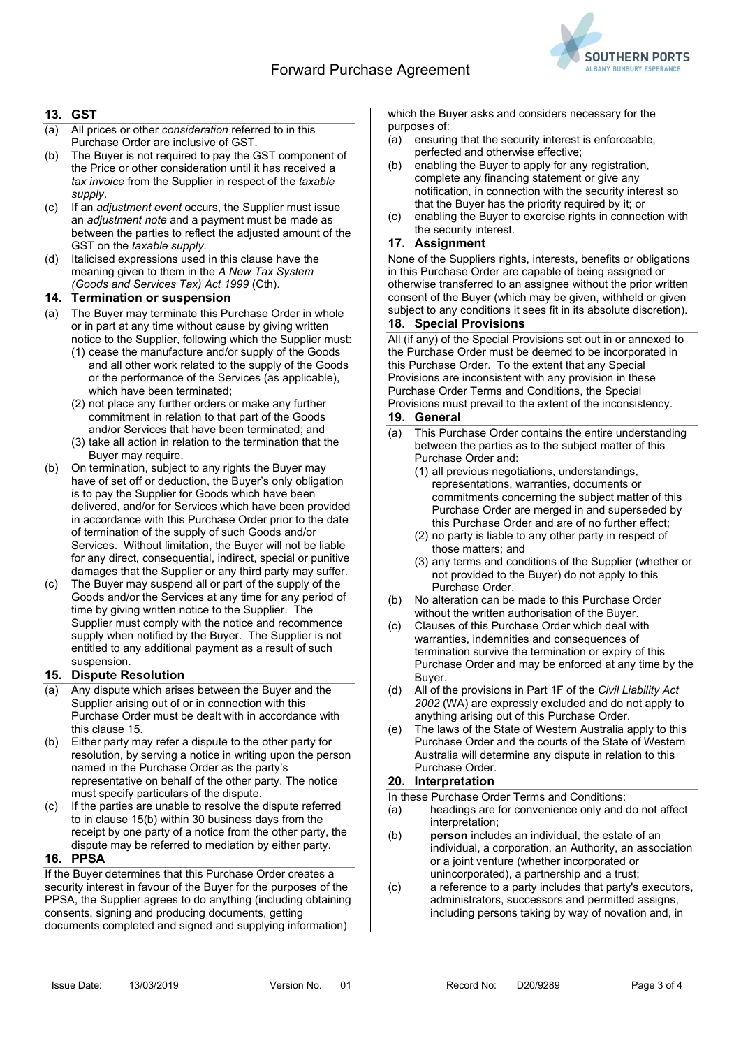## 13. GST

(a) All prices or other *consideration* referred to in this Purchase Order are inclusive of GST.

(b) The Buyer is not required to pay the GST component of the Price or other consideration until it has received a *tax invoice* from the Supplier in respect of the *taxable supply*.

(c) If an *adjustment event* occurs, the Supplier must issue an *adjustment note* and a payment must be made as between the parties to reflect the adjusted amount of the GST on the *taxable supply*.

(d) Italicised expressions used in this clause have the meaning given to them in the *A New Tax System (Goods and Services Tax) Act 1999* (Cth).

## 14. Termination or suspension

(a) The Buyer may terminate this Purchase Order in whole or in part at any time without cause by giving written notice to the Supplier, following which the Supplier must:

(1) cease the manufacture and/or supply of the Goods and all other work related to the supply of the Goods or the performance of the Services (as applicable), which have been terminated;

(2) not place any further orders or make any further commitment in relation to that part of the Goods and/or Services that have been terminated; and

(3) take all action in relation to the termination that the Buyer may require.

(b) On termination, subject to any rights the Buyer may have of set off or deduction, the Buyer's only obligation is to pay the Supplier for Goods which have been delivered, and/or for Services which have been provided in accordance with this Purchase Order prior to the date of termination of the supply of such Goods and/or Services. Without limitation, the Buyer will not be liable for any direct, consequential, indirect, special or punitive damages that the Supplier or any third party may suffer.

(c) The Buyer may suspend all or part of the supply of the Goods and/or the Services at any time for any period of time by giving written notice to the Supplier. The Supplier must comply with the notice and recommence supply when notified by the Buyer. The Supplier is not entitled to any additional payment as a result of such suspension.

## 15. Dispute Resolution

(a) Any dispute which arises between the Buyer and the Supplier arising out of or in connection with this Purchase Order must be dealt with in accordance with this clause 15.

(b) Either party may refer a dispute to the other party for resolution, by serving a notice in writing upon the person named in the Purchase Order as the party's representative on behalf of the other party. The notice must specify particulars of the dispute.

(c) If the parties are unable to resolve the dispute referred to in clause 15(b) within 30 business days from the receipt by one party of a notice from the other party, the dispute may be referred to mediation by either party.

## 16. PPSA

If the Buyer determines that this Purchase Order creates a security interest in favour of the Buyer for the purposes of the PPSA, the Supplier agrees to do anything (including obtaining consents, signing and producing documents, getting documents completed and signed and supplying information) which the Buyer asks and considers necessary for the purposes of:

(a) ensuring that the security interest is enforceable, perfected and otherwise effective;

(b) enabling the Buyer to apply for any registration, complete any financing statement or give any notification, in connection with the security interest so that the Buyer has the priority required by it; or

(c) enabling the Buyer to exercise rights in connection with the security interest.

## 17. Assignment

None of the Suppliers rights, interests, benefits or obligations in this Purchase Order are capable of being assigned or otherwise transferred to an assignee without the prior written consent of the Buyer (which may be given, withheld or given subject to any conditions it sees fit in its absolute discretion).

## 18. Special Provisions

All (if any) of the Special Provisions set out in or annexed to the Purchase Order must be deemed to be incorporated in this Purchase Order. To the extent that any Special Provisions are inconsistent with any provision in these Purchase Order Terms and Conditions, the Special Provisions must prevail to the extent of the inconsistency.

## 19. General

(a) This Purchase Order contains the entire understanding between the parties as to the subject matter of this Purchase Order and:

(1) all previous negotiations, understandings, representations, warranties, documents or commitments concerning the subject matter of this Purchase Order are merged in and superseded by this Purchase Order and are of no further effect;

(2) no party is liable to any other party in respect of those matters; and

(3) any terms and conditions of the Supplier (whether or not provided to the Buyer) do not apply to this Purchase Order.

(b) No alteration can be made to this Purchase Order without the written authorisation of the Buyer.

(c) Clauses of this Purchase Order which deal with warranties, indemnities and consequences of termination survive the termination or expiry of this Purchase Order and may be enforced at any time by the Buyer.

(d) All of the provisions in Part 1F of the *Civil Liability Act 2002* (WA) are expressly excluded and do not apply to anything arising out of this Purchase Order.

(e) The laws of the State of Western Australia apply to this Purchase Order and the courts of the State of Western Australia will determine any dispute in relation to this Purchase Order.

## 20. Interpretation

In these Purchase Order Terms and Conditions:

(a) headings are for convenience only and do not affect interpretation;

(b) **person** includes an individual, the estate of an individual, a corporation, an Authority, an association or a joint venture (whether incorporated or unincorporated), a partnership and a trust;

(c) a reference to a party includes that party's executors, administrators, successors and permitted assigns, including persons taking by way of novation and, in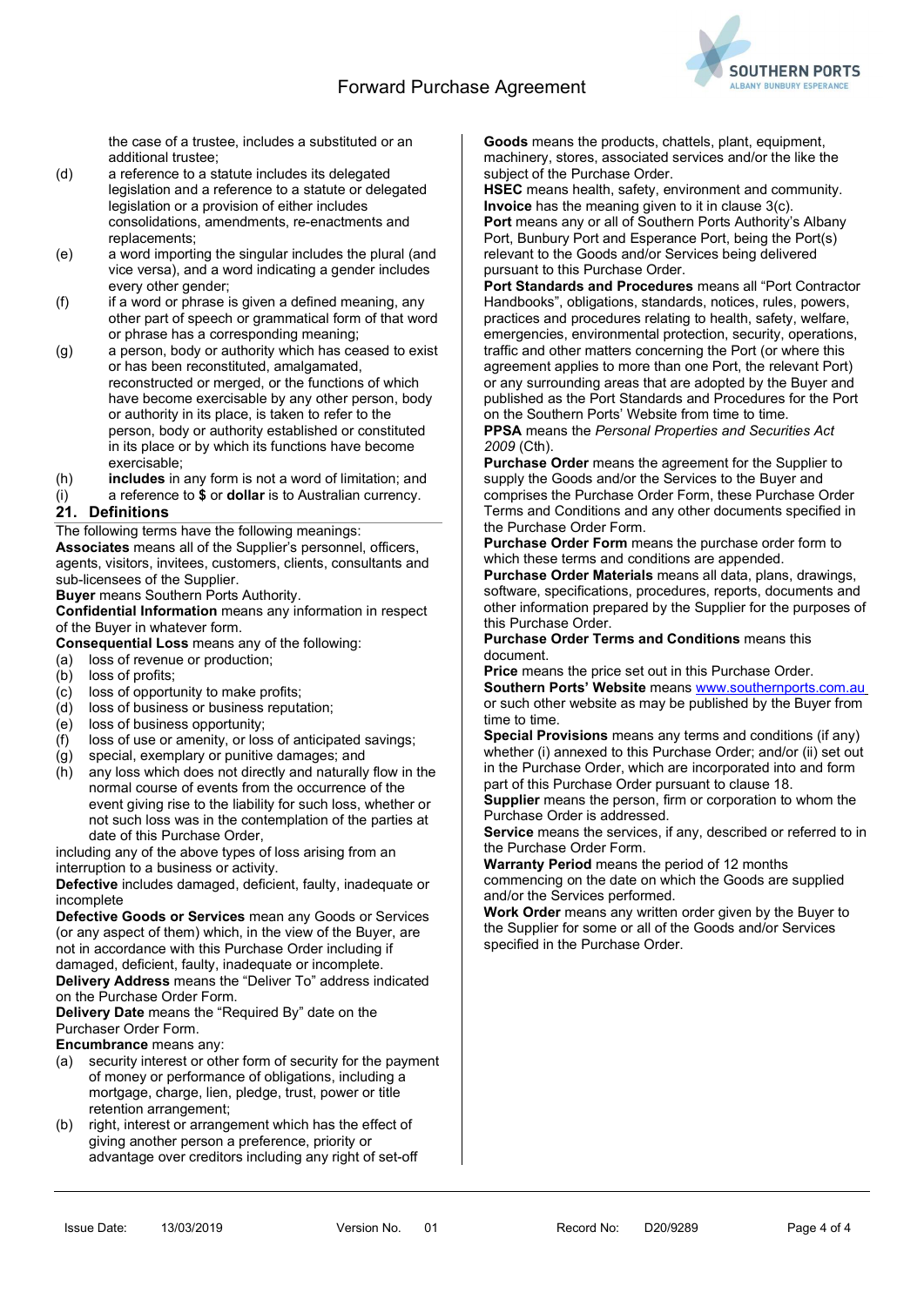the case of a trustee, includes a substituted or an additional trustee;

(d) a reference to a statute includes its delegated legislation and a reference to a statute or delegated legislation or a provision of either includes consolidations, amendments, re-enactments and replacements;

(e) a word importing the singular includes the plural (and vice versa), and a word indicating a gender includes every other gender;

(f) if a word or phrase is given a defined meaning, any other part of speech or grammatical form of that word or phrase has a corresponding meaning;

(g) a person, body or authority which has ceased to exist or has been reconstituted, amalgamated, reconstructed or merged, or the functions of which have become exercisable by any other person, body or authority in its place, is taken to refer to the person, body or authority established or constituted in its place or by which its functions have become exercisable;

(h) **includes** in any form is not a word of limitation; and

(i) a reference to **$** or **dollar** is to Australian currency.

## 21. Definitions

The following terms have the following meanings:

**Associates** means all of the Supplier's personnel, officers, agents, visitors, invitees, customers, clients, consultants and sub-licensees of the Supplier.

**Buyer** means Southern Ports Authority.

**Confidential Information** means any information in respect of the Buyer in whatever form.

**Consequential Loss** means any of the following:

(a) loss of revenue or production;

(b) loss of profits;

(c) loss of opportunity to make profits;

(d) loss of business or business reputation;

(e) loss of business opportunity;

(f) loss of use or amenity, or loss of anticipated savings;

(g) special, exemplary or punitive damages; and

(h) any loss which does not directly and naturally flow in the normal course of events from the occurrence of the event giving rise to the liability for such loss, whether or not such loss was in the contemplation of the parties at date of this Purchase Order,

including any of the above types of loss arising from an interruption to a business or activity.

**Defective** includes damaged, deficient, faulty, inadequate or incomplete

**Defective Goods or Services** mean any Goods or Services (or any aspect of them) which, in the view of the Buyer, are not in accordance with this Purchase Order including if damaged, deficient, faulty, inadequate or incomplete.

**Delivery Address** means the "Deliver To" address indicated on the Purchase Order Form.

**Delivery Date** means the "Required By" date on the Purchaser Order Form.

**Encumbrance** means any:

(a) security interest or other form of security for the payment of money or performance of obligations, including a mortgage, charge, lien, pledge, trust, power or title retention arrangement;

(b) right, interest or arrangement which has the effect of giving another person a preference, priority or advantage over creditors including any right of set-off

**Goods** means the products, chattels, plant, equipment, machinery, stores, associated services and/or the like the subject of the Purchase Order.

**HSEC** means health, safety, environment and community.

**Invoice** has the meaning given to it in clause 3(c).

**Port** means any or all of Southern Ports Authority's Albany Port, Bunbury Port and Esperance Port, being the Port(s) relevant to the Goods and/or Services being delivered pursuant to this Purchase Order.

**Port Standards and Procedures** means all "Port Contractor Handbooks", obligations, standards, notices, rules, powers, practices and procedures relating to health, safety, welfare, emergencies, environmental protection, security, operations, traffic and other matters concerning the Port (or where this agreement applies to more than one Port, the relevant Port) or any surrounding areas that are adopted by the Buyer and published as the Port Standards and Procedures for the Port on the Southern Ports' Website from time to time.

**PPSA** means the *Personal Properties and Securities Act 2009* (Cth).

**Purchase Order** means the agreement for the Supplier to supply the Goods and/or the Services to the Buyer and comprises the Purchase Order Form, these Purchase Order Terms and Conditions and any other documents specified in the Purchase Order Form.

**Purchase Order Form** means the purchase order form to which these terms and conditions are appended.

**Purchase Order Materials** means all data, plans, drawings, software, specifications, procedures, reports, documents and other information prepared by the Supplier for the purposes of this Purchase Order.

**Purchase Order Terms and Conditions** means this document.

**Price** means the price set out in this Purchase Order.

**Southern Ports' Website** means www.southernports.com.au or such other website as may be published by the Buyer from time to time.

**Special Provisions** means any terms and conditions (if any) whether (i) annexed to this Purchase Order; and/or (ii) set out in the Purchase Order, which are incorporated into and form part of this Purchase Order pursuant to clause 18.

**Supplier** means the person, firm or corporation to whom the Purchase Order is addressed.

**Service** means the services, if any, described or referred to in the Purchase Order Form.

**Warranty Period** means the period of 12 months commencing on the date on which the Goods are supplied and/or the Services performed.

**Work Order** means any written order given by the Buyer to the Supplier for some or all of the Goods and/or Services specified in the Purchase Order.